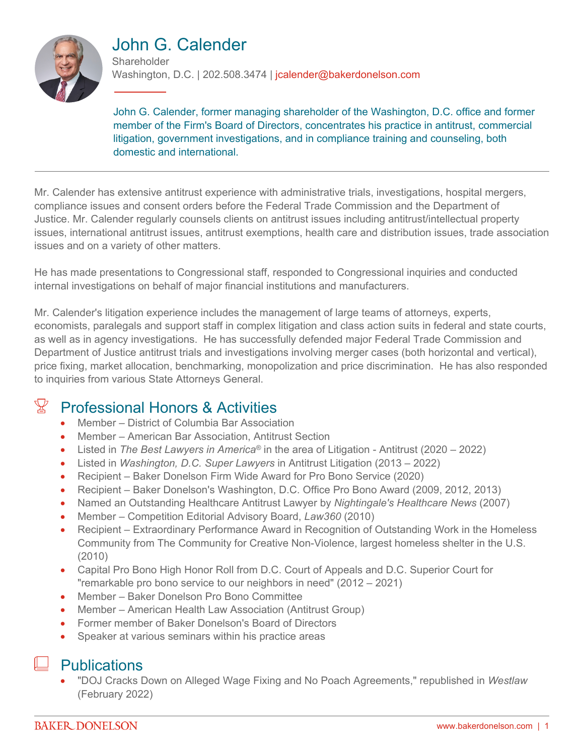# John G. Calender

Shareholder

Washington, D.C. | 202.508.3474 | jcalender@bakerdonelson.com

John G. Calender, former managing shareholder of the Washington, D.C. office and former member of the Firm's Board of Directors, concentrates his practice in antitrust, commercial litigation, government investigations, and in compliance training and counseling, both domestic and international.

---

Mr. Calender has extensive antitrust experience with administrative trials, investigations, hospital mergers, compliance issues and consent orders before the Federal Trade Commission and the Department of Justice. Mr. Calender regularly counsels clients on antitrust issues including antitrust/intellectual property issues, international antitrust issues, antitrust exemptions, health care and distribution issues, trade association issues and on a variety of other matters.

He has made presentations to Congressional staff, responded to Congressional inquiries and conducted internal investigations on behalf of major financial institutions and manufacturers.

Mr. Calender's litigation experience includes the management of large teams of attorneys, experts, economists, paralegals and support staff in complex litigation and class action suits in federal and state courts, as well as in agency investigations. He has successfully defended major Federal Trade Commission and Department of Justice antitrust trials and investigations involving merger cases (both horizontal and vertical), price fixing, market allocation, benchmarking, monopolization and price discrimination. He has also responded to inquiries from various State Attorneys General.

## Professional Honors & Activities

- Member – District of Columbia Bar Association
- Member – American Bar Association, Antitrust Section
- Listed in *The Best Lawyers in America®* in the area of Litigation - Antitrust (2020 – 2022)
- Listed in *Washington, D.C. Super Lawyers* in Antitrust Litigation (2013 – 2022)
- Recipient – Baker Donelson Firm Wide Award for Pro Bono Service (2020)
- Recipient – Baker Donelson's Washington, D.C. Office Pro Bono Award (2009, 2012, 2013)
- Named an Outstanding Healthcare Antitrust Lawyer by *Nightingale's Healthcare News* (2007)
- Member – Competition Editorial Advisory Board, *Law360* (2010)
- Recipient – Extraordinary Performance Award in Recognition of Outstanding Work in the Homeless Community from The Community for Creative Non-Violence, largest homeless shelter in the U.S. (2010)
- Capital Pro Bono High Honor Roll from D.C. Court of Appeals and D.C. Superior Court for "remarkable pro bono service to our neighbors in need" (2012 – 2021)
- Member – Baker Donelson Pro Bono Committee
- Member – American Health Law Association (Antitrust Group)
- Former member of Baker Donelson's Board of Directors
- Speaker at various seminars within his practice areas

## Publications

- "DOJ Cracks Down on Alleged Wage Fixing and No Poach Agreements," republished in *Westlaw* (February 2022)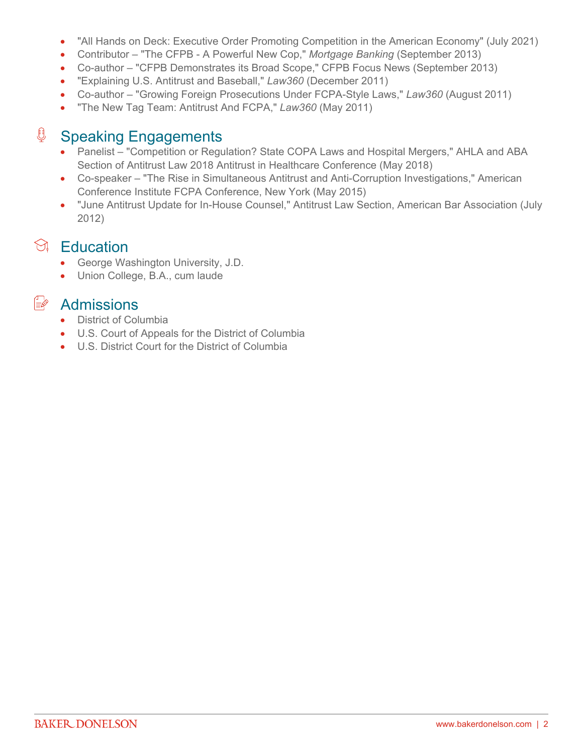- "All Hands on Deck: Executive Order Promoting Competition in the American Economy" (July 2021)
- Contributor – "The CFPB - A Powerful New Cop," *Mortgage Banking* (September 2013)
- Co-author – "CFPB Demonstrates its Broad Scope," CFPB Focus News (September 2013)
- "Explaining U.S. Antitrust and Baseball," *Law360* (December 2011)
- Co-author – "Growing Foreign Prosecutions Under FCPA-Style Laws," *Law360* (August 2011)
- "The New Tag Team: Antitrust And FCPA," *Law360* (May 2011)

## Speaking Engagements

- Panelist – "Competition or Regulation? State COPA Laws and Hospital Mergers," AHLA and ABA Section of Antitrust Law 2018 Antitrust in Healthcare Conference (May 2018)
- Co-speaker – "The Rise in Simultaneous Antitrust and Anti-Corruption Investigations," American Conference Institute FCPA Conference, New York (May 2015)
- "June Antitrust Update for In-House Counsel," Antitrust Law Section, American Bar Association (July 2012)

## Education

- George Washington University, J.D.
- Union College, B.A., cum laude

## Admissions

- District of Columbia
- U.S. Court of Appeals for the District of Columbia
- U.S. District Court for the District of Columbia